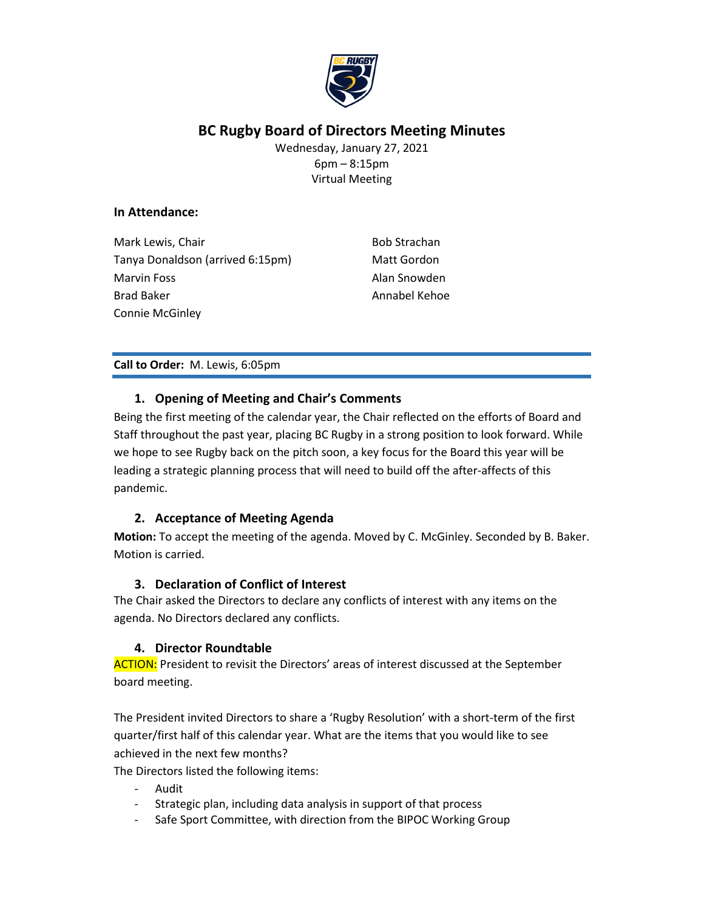# BC Rugby Board of Directors Meeting Minutes

Wednesday, January 27, 2021
6pm – 8:15pm
Virtual Meeting

**In Attendance:**

Mark Lewis, Chair
Tanya Donaldson (arrived 6:15pm)
Marvin Foss
Brad Baker
Connie McGinley
Bob Strachan
Matt Gordon
Alan Snowden
Annabel Kehoe

**Call to Order:** M. Lewis, 6:05pm

## 1. Opening of Meeting and Chair's Comments

Being the first meeting of the calendar year, the Chair reflected on the efforts of Board and Staff throughout the past year, placing BC Rugby in a strong position to look forward. While we hope to see Rugby back on the pitch soon, a key focus for the Board this year will be leading a strategic planning process that will need to build off the after-affects of this pandemic.

## 2. Acceptance of Meeting Agenda

**Motion:** To accept the meeting of the agenda. Moved by C. McGinley. Seconded by B. Baker. Motion is carried.

## 3. Declaration of Conflict of Interest

The Chair asked the Directors to declare any conflicts of interest with any items on the agenda. No Directors declared any conflicts.

## 4. Director Roundtable

ACTION: President to revisit the Directors' areas of interest discussed at the September board meeting.

The President invited Directors to share a 'Rugby Resolution' with a short-term of the first quarter/first half of this calendar year. What are the items that you would like to see achieved in the next few months?

The Directors listed the following items:

- Audit
- Strategic plan, including data analysis in support of that process
- Safe Sport Committee, with direction from the BIPOC Working Group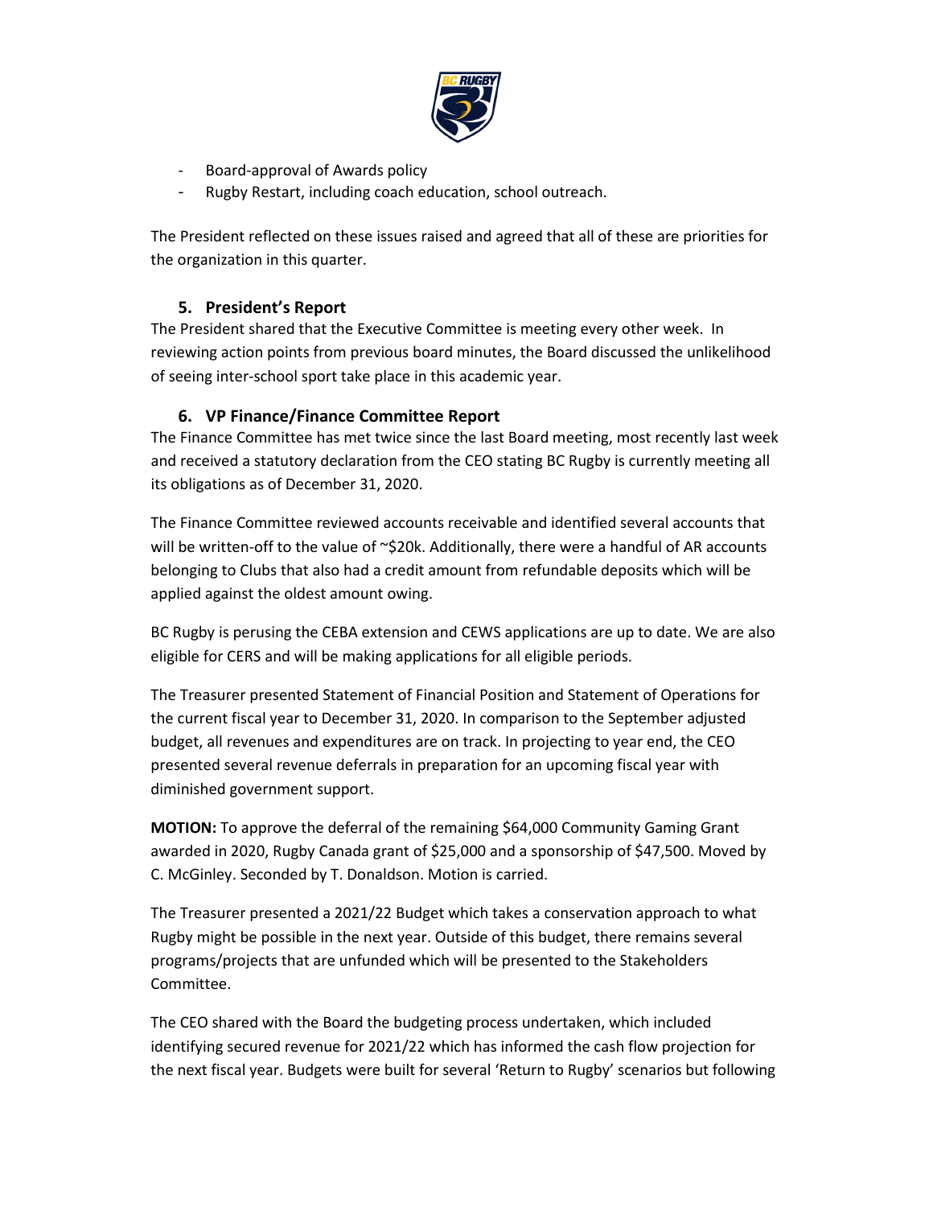- Board-approval of Awards policy
- Rugby Restart, including coach education, school outreach.

The President reflected on these issues raised and agreed that all of these are priorities for the organization in this quarter.

## 5. President's Report

The President shared that the Executive Committee is meeting every other week. In reviewing action points from previous board minutes, the Board discussed the unlikelihood of seeing inter-school sport take place in this academic year.

## 6. VP Finance/Finance Committee Report

The Finance Committee has met twice since the last Board meeting, most recently last week and received a statutory declaration from the CEO stating BC Rugby is currently meeting all its obligations as of December 31, 2020.

The Finance Committee reviewed accounts receivable and identified several accounts that will be written-off to the value of ~$20k. Additionally, there were a handful of AR accounts belonging to Clubs that also had a credit amount from refundable deposits which will be applied against the oldest amount owing.

BC Rugby is perusing the CEBA extension and CEWS applications are up to date. We are also eligible for CERS and will be making applications for all eligible periods.

The Treasurer presented Statement of Financial Position and Statement of Operations for the current fiscal year to December 31, 2020. In comparison to the September adjusted budget, all revenues and expenditures are on track. In projecting to year end, the CEO presented several revenue deferrals in preparation for an upcoming fiscal year with diminished government support.

**MOTION:** To approve the deferral of the remaining $64,000 Community Gaming Grant awarded in 2020, Rugby Canada grant of $25,000 and a sponsorship of $47,500. Moved by C. McGinley. Seconded by T. Donaldson. Motion is carried.

The Treasurer presented a 2021/22 Budget which takes a conservation approach to what Rugby might be possible in the next year. Outside of this budget, there remains several programs/projects that are unfunded which will be presented to the Stakeholders Committee.

The CEO shared with the Board the budgeting process undertaken, which included identifying secured revenue for 2021/22 which has informed the cash flow projection for the next fiscal year. Budgets were built for several 'Return to Rugby' scenarios but following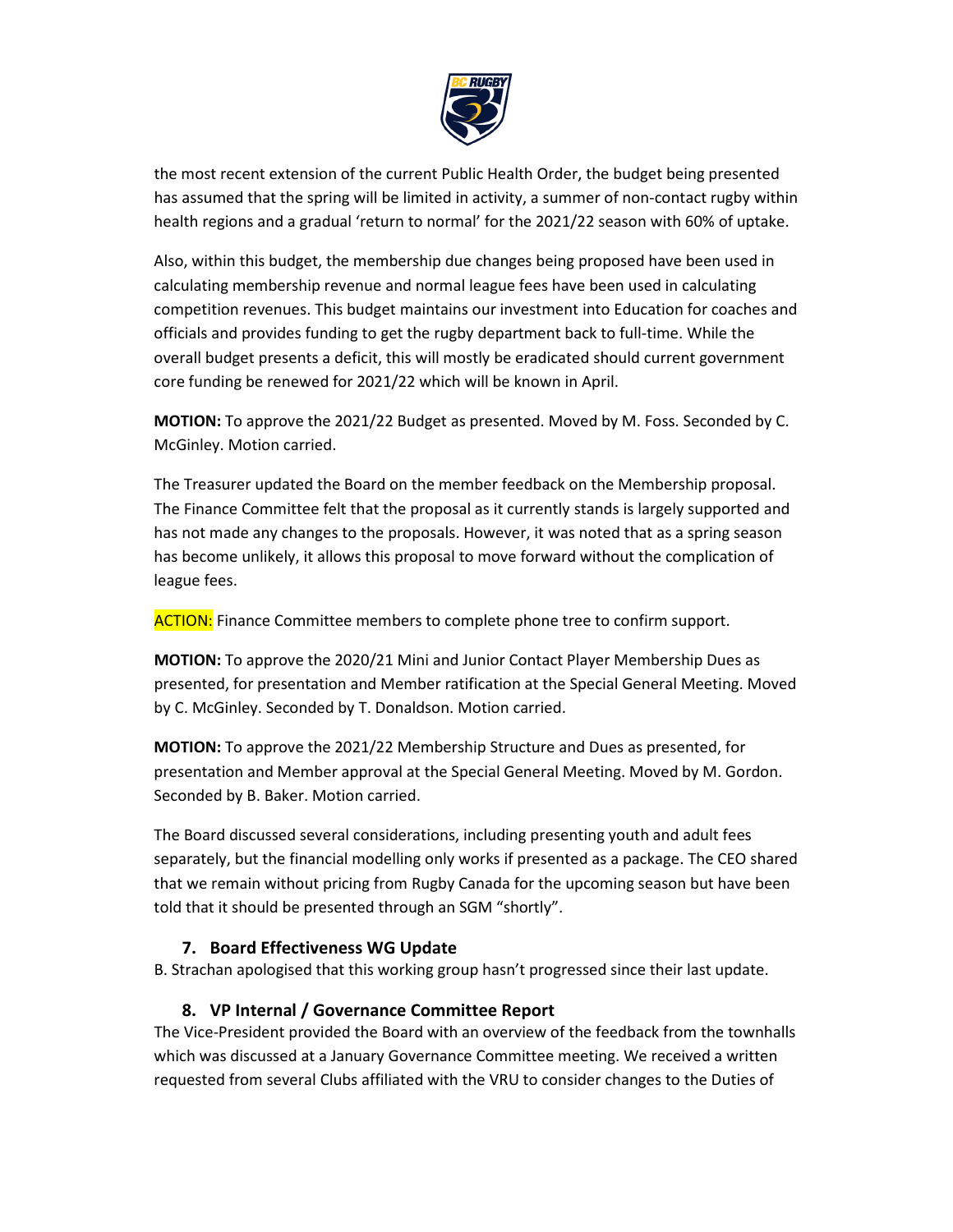the most recent extension of the current Public Health Order, the budget being presented has assumed that the spring will be limited in activity, a summer of non-contact rugby within health regions and a gradual 'return to normal' for the 2021/22 season with 60% of uptake.

Also, within this budget, the membership due changes being proposed have been used in calculating membership revenue and normal league fees have been used in calculating competition revenues. This budget maintains our investment into Education for coaches and officials and provides funding to get the rugby department back to full-time. While the overall budget presents a deficit, this will mostly be eradicated should current government core funding be renewed for 2021/22 which will be known in April.

**MOTION:** To approve the 2021/22 Budget as presented. Moved by M. Foss. Seconded by C. McGinley. Motion carried.

The Treasurer updated the Board on the member feedback on the Membership proposal. The Finance Committee felt that the proposal as it currently stands is largely supported and has not made any changes to the proposals. However, it was noted that as a spring season has become unlikely, it allows this proposal to move forward without the complication of league fees.

ACTION: Finance Committee members to complete phone tree to confirm support.

**MOTION:** To approve the 2020/21 Mini and Junior Contact Player Membership Dues as presented, for presentation and Member ratification at the Special General Meeting. Moved by C. McGinley. Seconded by T. Donaldson. Motion carried.

**MOTION:** To approve the 2021/22 Membership Structure and Dues as presented, for presentation and Member approval at the Special General Meeting. Moved by M. Gordon. Seconded by B. Baker. Motion carried.

The Board discussed several considerations, including presenting youth and adult fees separately, but the financial modelling only works if presented as a package. The CEO shared that we remain without pricing from Rugby Canada for the upcoming season but have been told that it should be presented through an SGM "shortly".

## 7. Board Effectiveness WG Update

B. Strachan apologised that this working group hasn't progressed since their last update.

## 8. VP Internal / Governance Committee Report

The Vice-President provided the Board with an overview of the feedback from the townhalls which was discussed at a January Governance Committee meeting. We received a written requested from several Clubs affiliated with the VRU to consider changes to the Duties of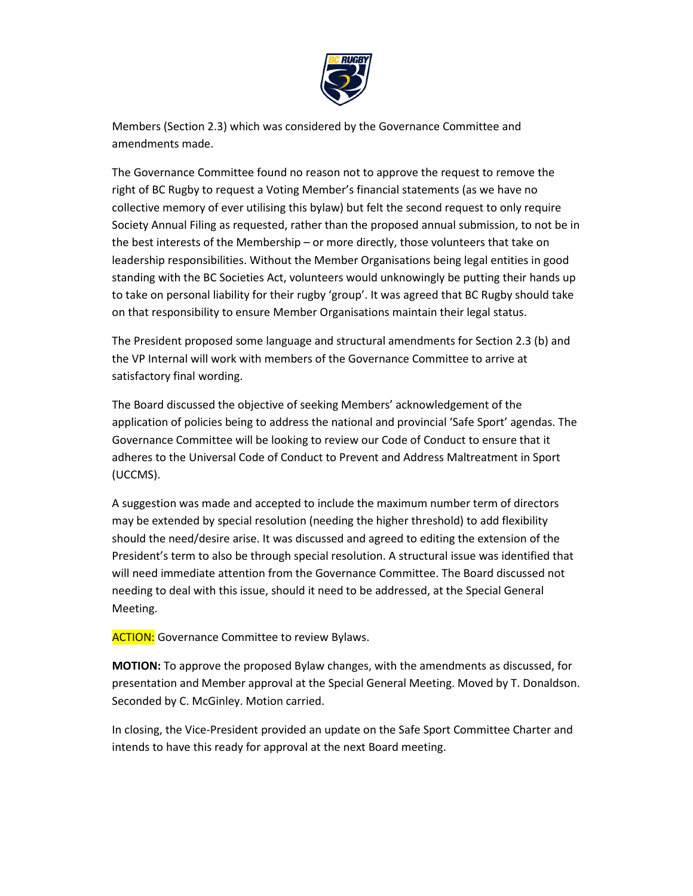Members (Section 2.3) which was considered by the Governance Committee and amendments made.

The Governance Committee found no reason not to approve the request to remove the right of BC Rugby to request a Voting Member's financial statements (as we have no collective memory of ever utilising this bylaw) but felt the second request to only require Society Annual Filing as requested, rather than the proposed annual submission, to not be in the best interests of the Membership – or more directly, those volunteers that take on leadership responsibilities. Without the Member Organisations being legal entities in good standing with the BC Societies Act, volunteers would unknowingly be putting their hands up to take on personal liability for their rugby 'group'. It was agreed that BC Rugby should take on that responsibility to ensure Member Organisations maintain their legal status.

The President proposed some language and structural amendments for Section 2.3 (b) and the VP Internal will work with members of the Governance Committee to arrive at satisfactory final wording.

The Board discussed the objective of seeking Members' acknowledgement of the application of policies being to address the national and provincial 'Safe Sport' agendas. The Governance Committee will be looking to review our Code of Conduct to ensure that it adheres to the Universal Code of Conduct to Prevent and Address Maltreatment in Sport (UCCMS).

A suggestion was made and accepted to include the maximum number term of directors may be extended by special resolution (needing the higher threshold) to add flexibility should the need/desire arise. It was discussed and agreed to editing the extension of the President's term to also be through special resolution. A structural issue was identified that will need immediate attention from the Governance Committee. The Board discussed not needing to deal with this issue, should it need to be addressed, at the Special General Meeting.

ACTION: Governance Committee to review Bylaws.

**MOTION:** To approve the proposed Bylaw changes, with the amendments as discussed, for presentation and Member approval at the Special General Meeting. Moved by T. Donaldson. Seconded by C. McGinley. Motion carried.

In closing, the Vice-President provided an update on the Safe Sport Committee Charter and intends to have this ready for approval at the next Board meeting.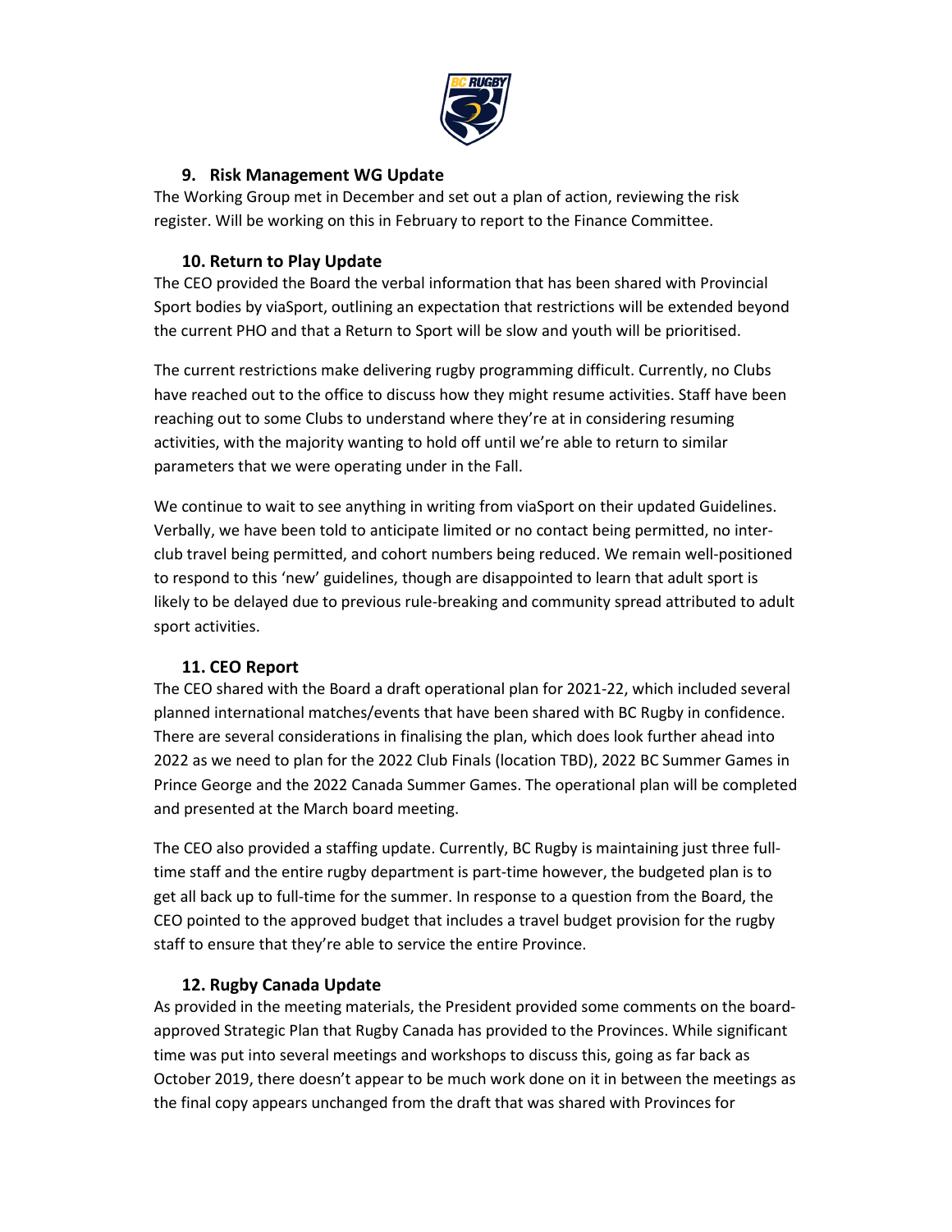### 9. Risk Management WG Update

The Working Group met in December and set out a plan of action, reviewing the risk register. Will be working on this in February to report to the Finance Committee.

### 10. Return to Play Update

The CEO provided the Board the verbal information that has been shared with Provincial Sport bodies by viaSport, outlining an expectation that restrictions will be extended beyond the current PHO and that a Return to Sport will be slow and youth will be prioritised.

The current restrictions make delivering rugby programming difficult. Currently, no Clubs have reached out to the office to discuss how they might resume activities. Staff have been reaching out to some Clubs to understand where they're at in considering resuming activities, with the majority wanting to hold off until we're able to return to similar parameters that we were operating under in the Fall.

We continue to wait to see anything in writing from viaSport on their updated Guidelines. Verbally, we have been told to anticipate limited or no contact being permitted, no inter-club travel being permitted, and cohort numbers being reduced. We remain well-positioned to respond to this 'new' guidelines, though are disappointed to learn that adult sport is likely to be delayed due to previous rule-breaking and community spread attributed to adult sport activities.

### 11. CEO Report

The CEO shared with the Board a draft operational plan for 2021-22, which included several planned international matches/events that have been shared with BC Rugby in confidence. There are several considerations in finalising the plan, which does look further ahead into 2022 as we need to plan for the 2022 Club Finals (location TBD), 2022 BC Summer Games in Prince George and the 2022 Canada Summer Games. The operational plan will be completed and presented at the March board meeting.

The CEO also provided a staffing update. Currently, BC Rugby is maintaining just three full-time staff and the entire rugby department is part-time however, the budgeted plan is to get all back up to full-time for the summer. In response to a question from the Board, the CEO pointed to the approved budget that includes a travel budget provision for the rugby staff to ensure that they're able to service the entire Province.

### 12. Rugby Canada Update

As provided in the meeting materials, the President provided some comments on the board-approved Strategic Plan that Rugby Canada has provided to the Provinces. While significant time was put into several meetings and workshops to discuss this, going as far back as October 2019, there doesn't appear to be much work done on it in between the meetings as the final copy appears unchanged from the draft that was shared with Provinces for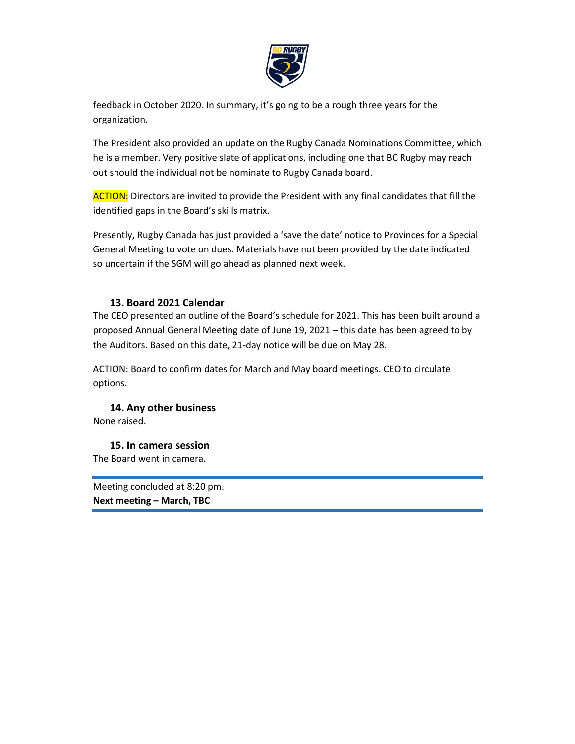feedback in October 2020. In summary, it's going to be a rough three years for the organization.

The President also provided an update on the Rugby Canada Nominations Committee, which he is a member. Very positive slate of applications, including one that BC Rugby may reach out should the individual not be nominate to Rugby Canada board.

ACTION: Directors are invited to provide the President with any final candidates that fill the identified gaps in the Board's skills matrix.

Presently, Rugby Canada has just provided a 'save the date' notice to Provinces for a Special General Meeting to vote on dues. Materials have not been provided by the date indicated so uncertain if the SGM will go ahead as planned next week.

### 13. Board 2021 Calendar

The CEO presented an outline of the Board's schedule for 2021. This has been built around a proposed Annual General Meeting date of June 19, 2021 – this date has been agreed to by the Auditors. Based on this date, 21-day notice will be due on May 28.

ACTION: Board to confirm dates for March and May board meetings. CEO to circulate options.

### 14. Any other business

None raised.

### 15. In camera session

The Board went in camera.

---

Meeting concluded at 8:20 pm.
**Next meeting – March, TBC**